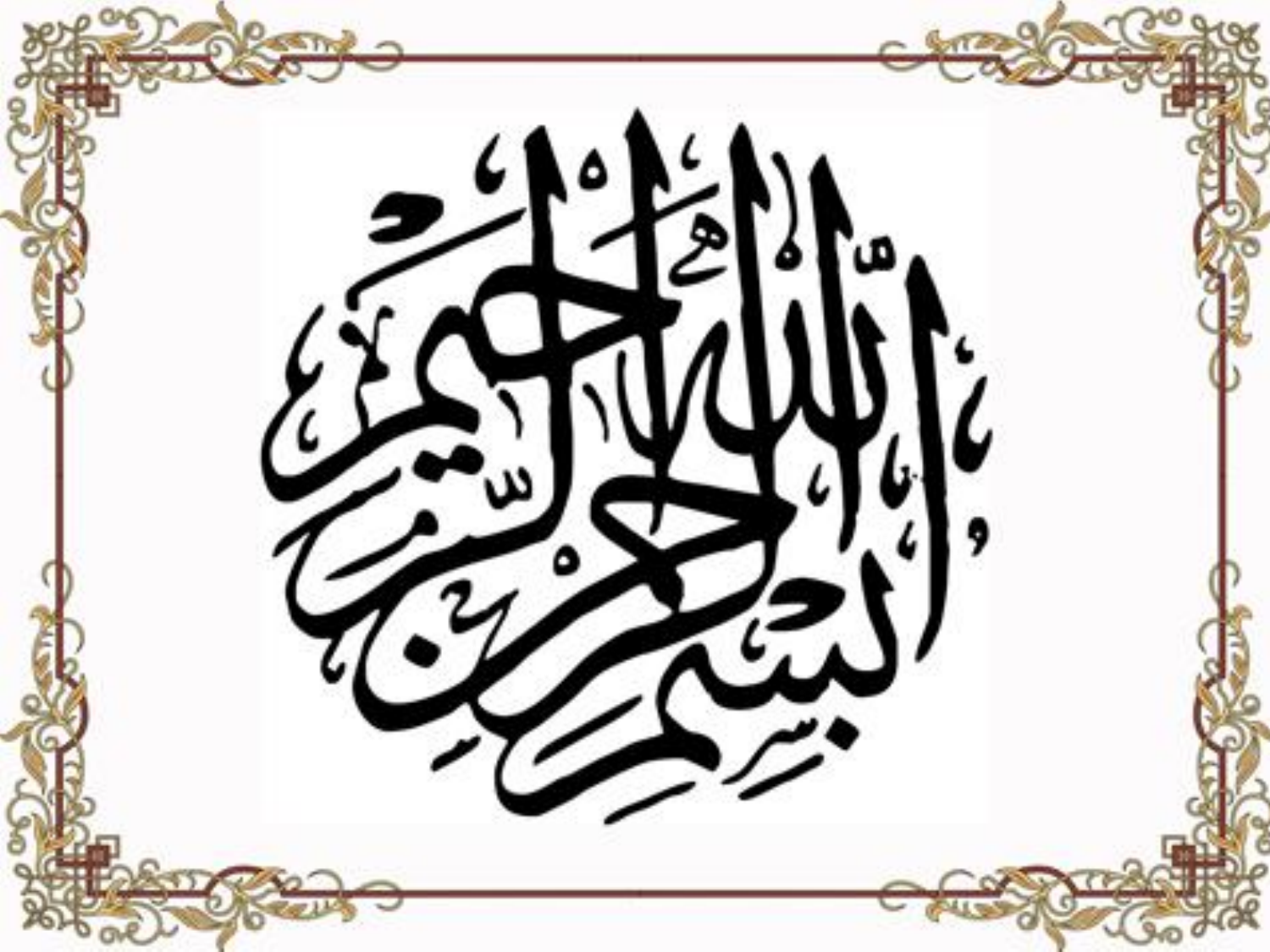بسم الله الرحمن الرحيم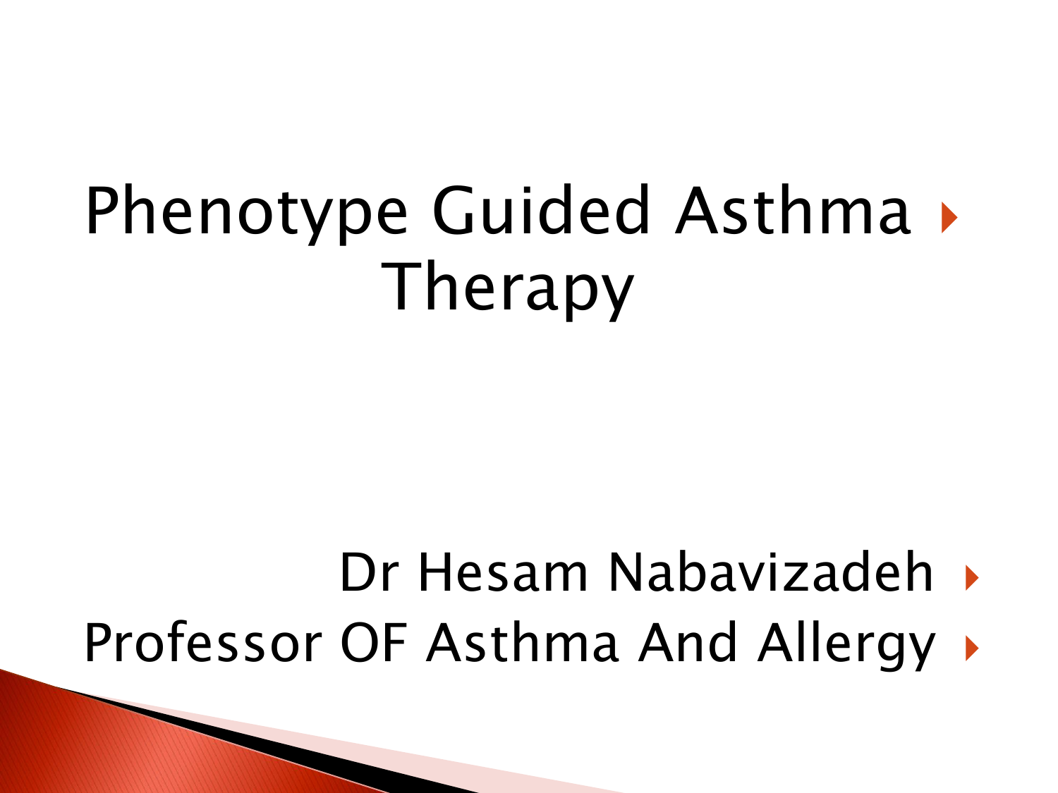# Phenotype Guided Asthma Therapy

- Dr Hesam Nabavizadeh
- Professor OF Asthma And Allergy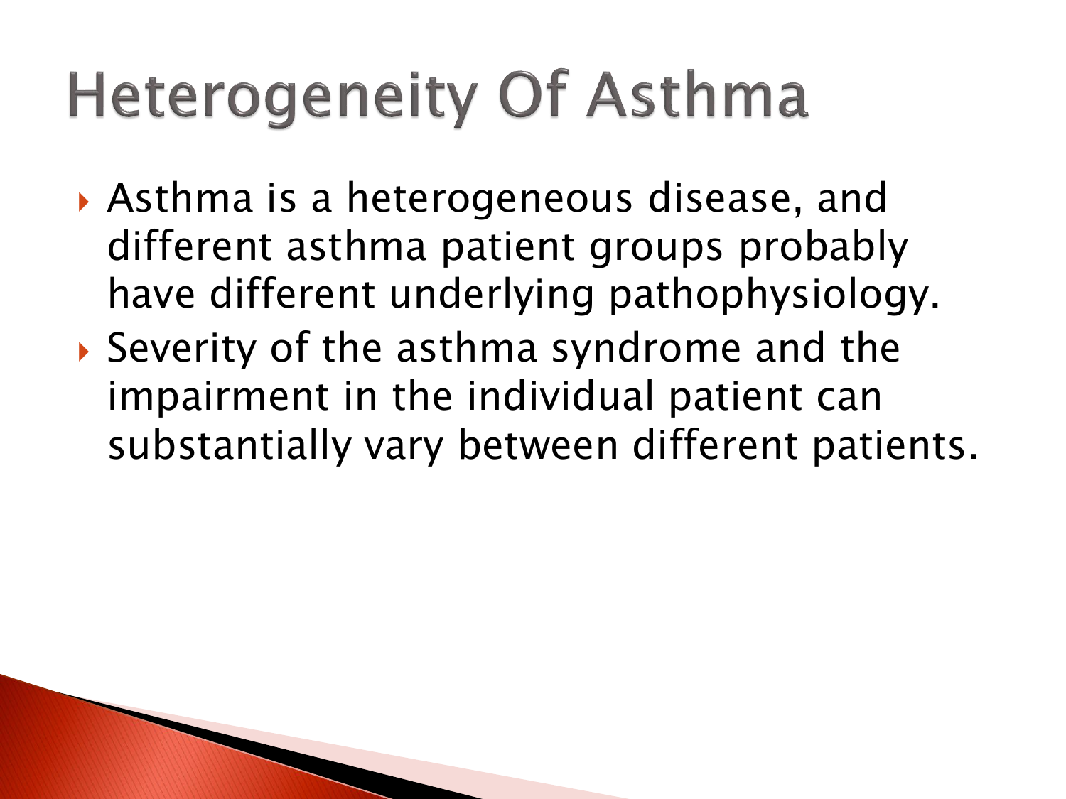# Heterogeneity Of Asthma

- Asthma is a heterogeneous disease, and different asthma patient groups probably have different underlying pathophysiology.
- Severity of the asthma syndrome and the impairment in the individual patient can substantially vary between different patients.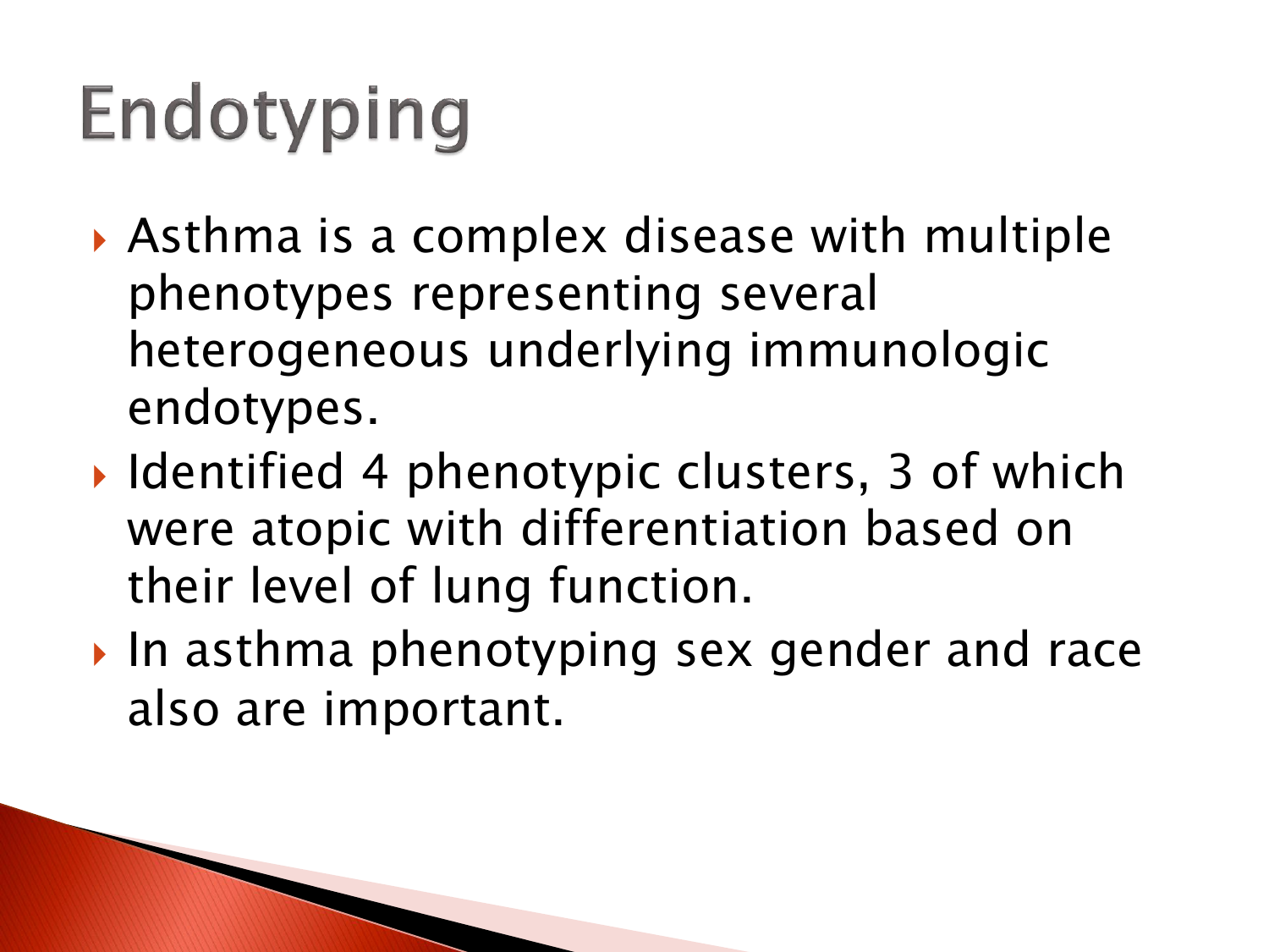# Endotyping

- Asthma is a complex disease with multiple phenotypes representing several heterogeneous underlying immunologic endotypes.
- Identified 4 phenotypic clusters, 3 of which were atopic with differentiation based on their level of lung function.
- In asthma phenotyping sex gender and race also are important.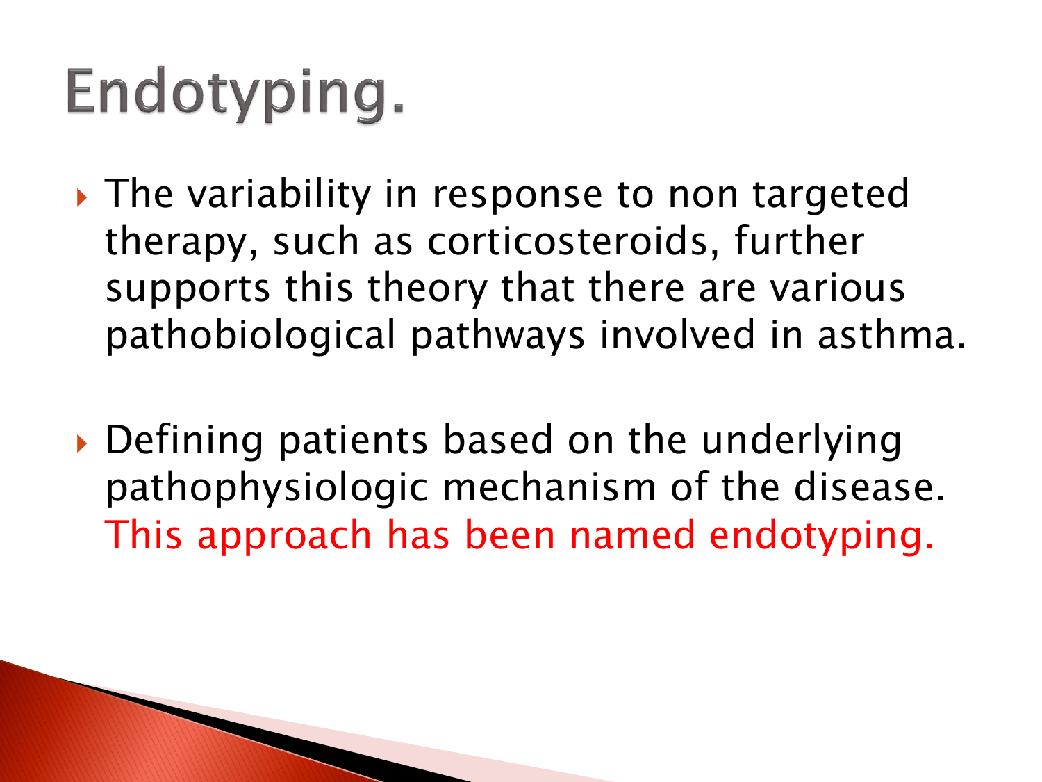# Endotyping.

- The variability in response to non targeted therapy, such as corticosteroids, further supports this theory that there are various pathobiological pathways involved in asthma.

- Defining patients based on the underlying pathophysiologic mechanism of the disease. This approach has been named endotyping.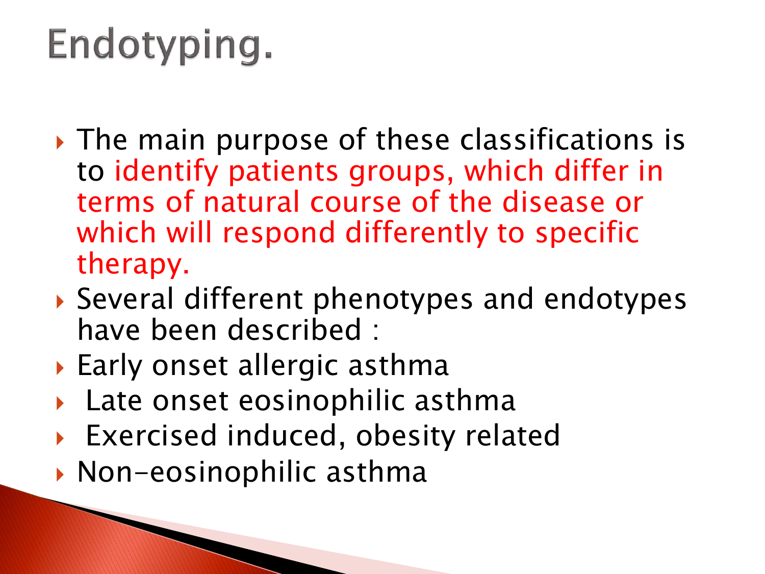# Endotyping.

- The main purpose of these classifications is to identify patients groups, which differ in terms of natural course of the disease or which will respond differently to specific therapy.
- Several different phenotypes and endotypes have been described :
- Early onset allergic asthma
- Late onset eosinophilic asthma
- Exercised induced, obesity related
- Non-eosinophilic asthma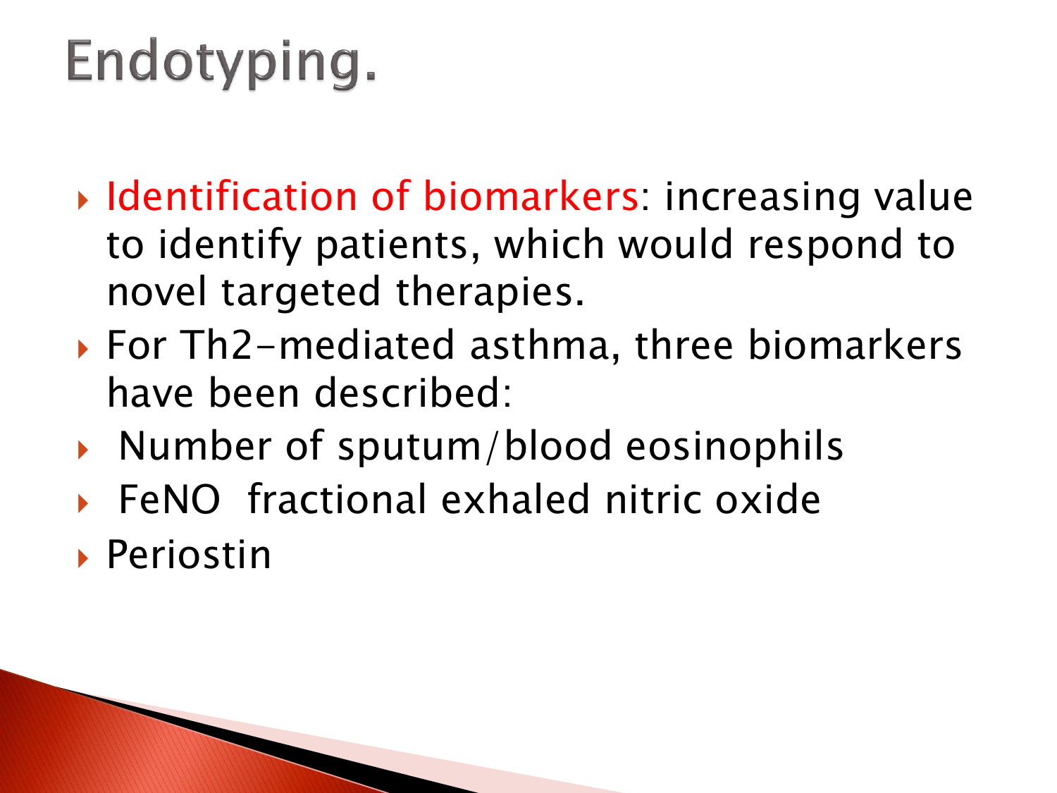# Endotyping.

- Identification of biomarkers: increasing value to identify patients, which would respond to novel targeted therapies.
- For Th2-mediated asthma, three biomarkers have been described:
- Number of sputum/blood eosinophils
- FeNO fractional exhaled nitric oxide
- Periostin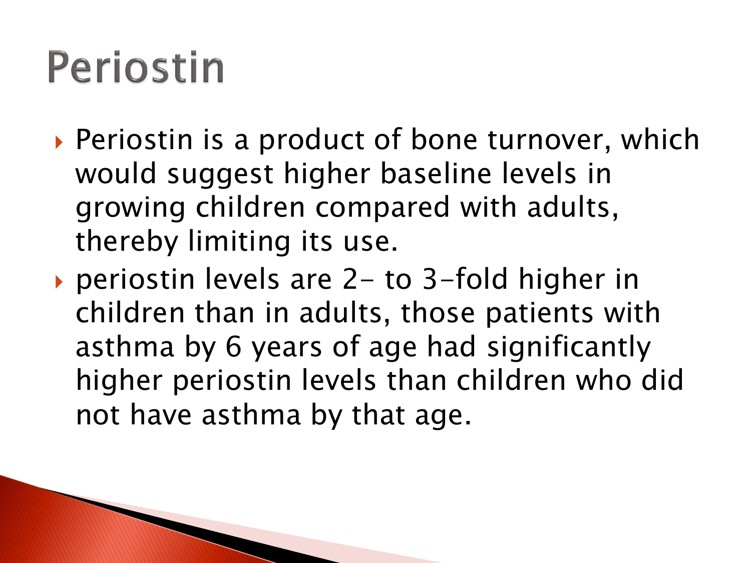# Periostin

- Periostin is a product of bone turnover, which would suggest higher baseline levels in growing children compared with adults, thereby limiting its use.
- periostin levels are 2- to 3-fold higher in children than in adults, those patients with asthma by 6 years of age had significantly higher periostin levels than children who did not have asthma by that age.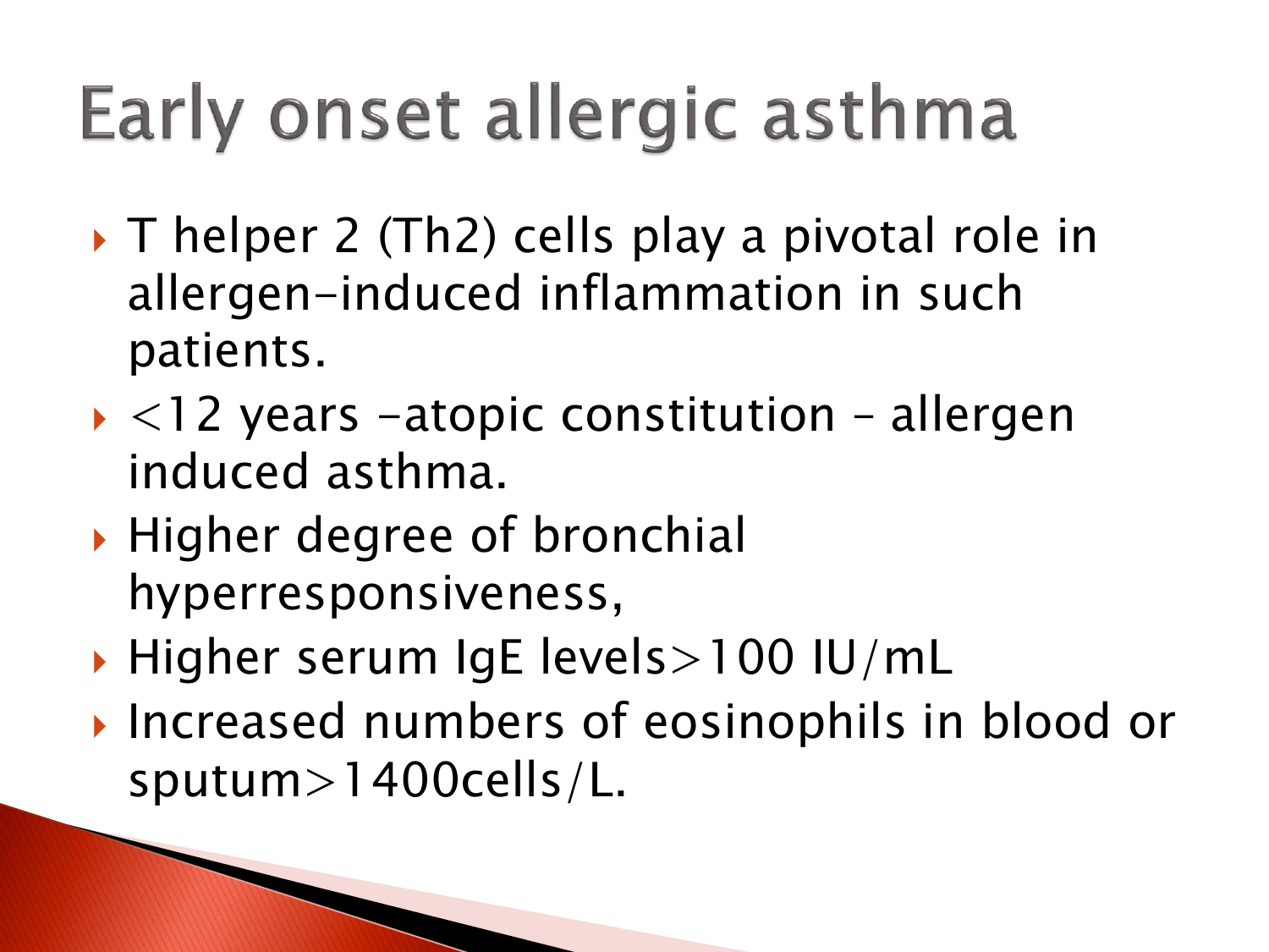# Early onset allergic asthma

- T helper 2 (Th2) cells play a pivotal role in allergen-induced inflammation in such patients.
- <12 years -atopic constitution – allergen induced asthma.
- Higher degree of bronchial hyperresponsiveness,
- Higher serum IgE levels>100 IU/mL
- Increased numbers of eosinophils in blood or sputum>1400cells/L.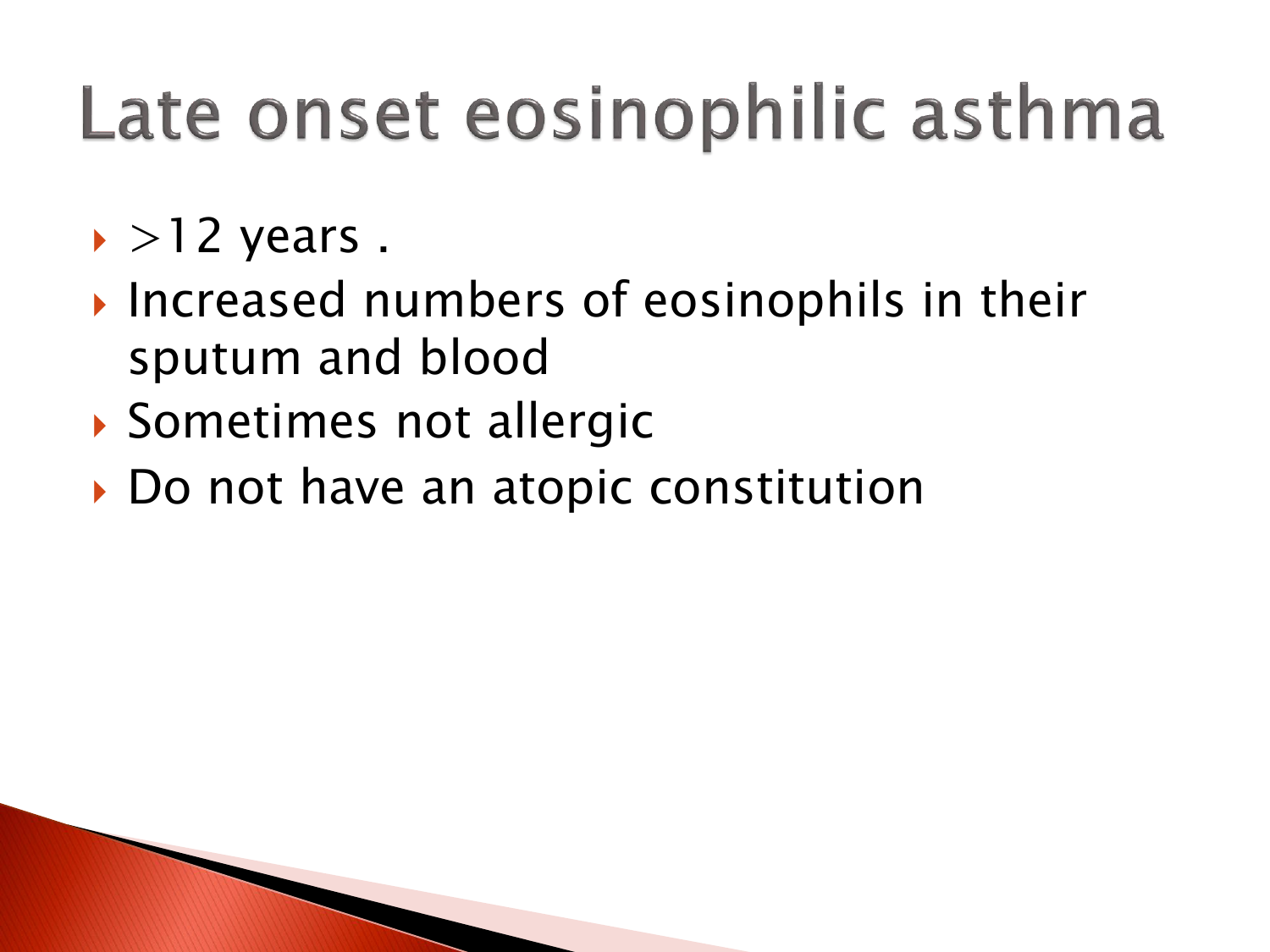# Late onset eosinophilic asthma

- $>12$ years .
- Increased numbers of eosinophils in their sputum and blood
- Sometimes not allergic
- Do not have an atopic constitution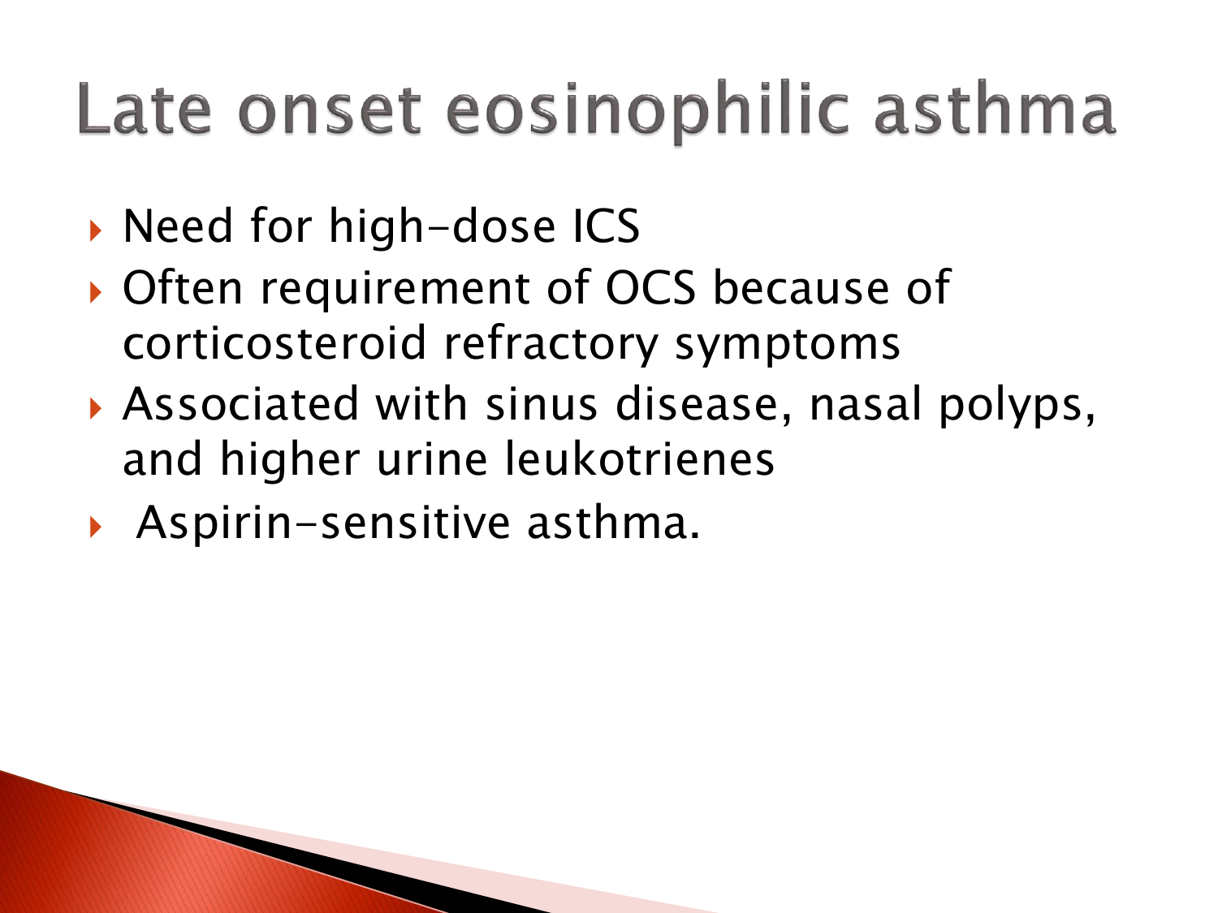# Late onset eosinophilic asthma

- Need for high-dose ICS
- Often requirement of OCS because of corticosteroid refractory symptoms
- Associated with sinus disease, nasal polyps, and higher urine leukotrienes
- Aspirin-sensitive asthma.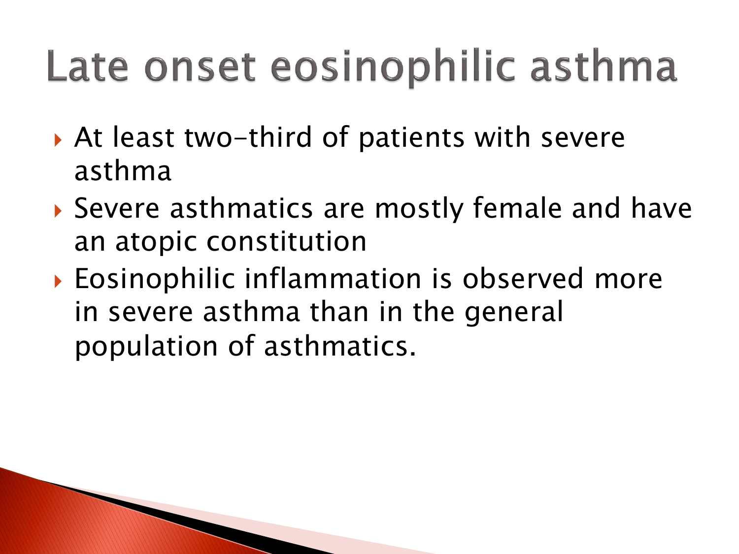# Late onset eosinophilic asthma

- At least two-third of patients with severe asthma
- Severe asthmatics are mostly female and have an atopic constitution
- Eosinophilic inflammation is observed more in severe asthma than in the general population of asthmatics.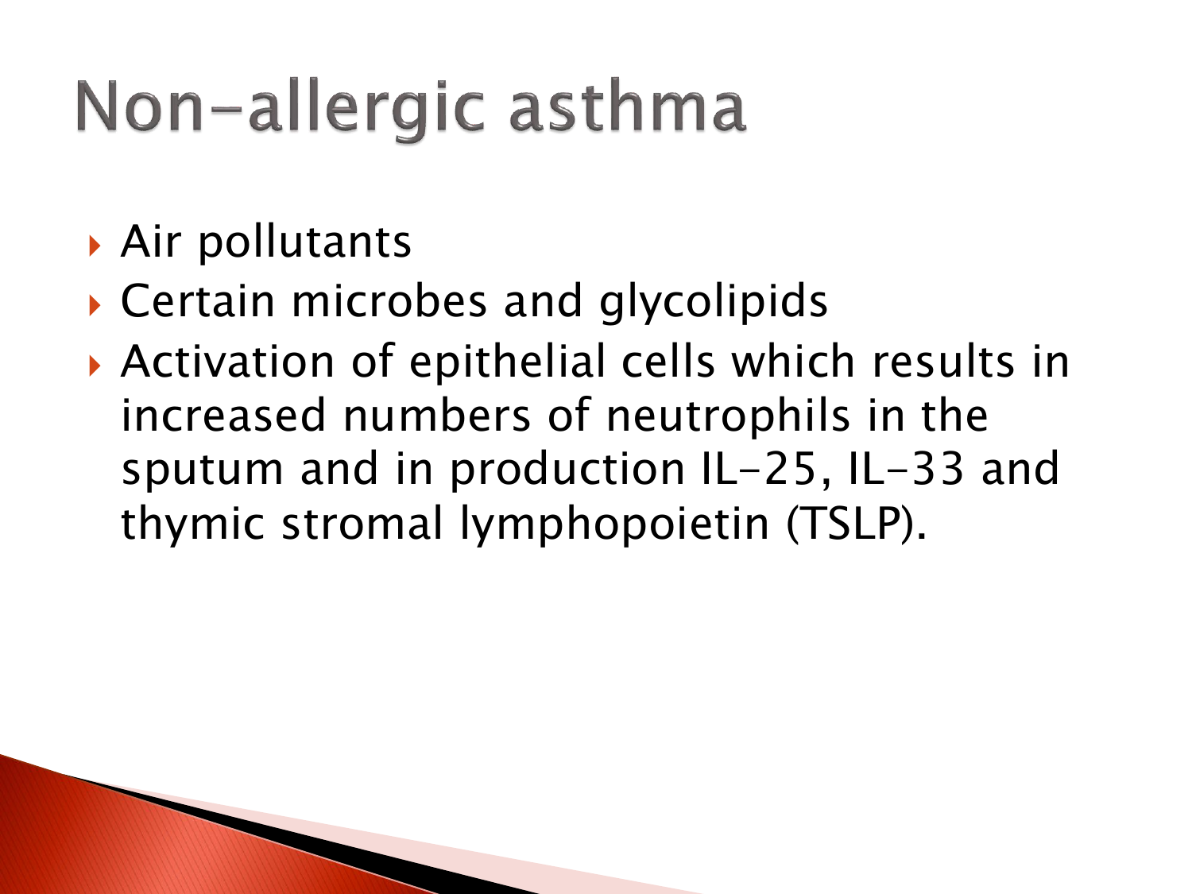# Non-allergic asthma

- Air pollutants
- Certain microbes and glycolipids
- Activation of epithelial cells which results in increased numbers of neutrophils in the sputum and in production IL-25, IL-33 and thymic stromal lymphopoietin (TSLP).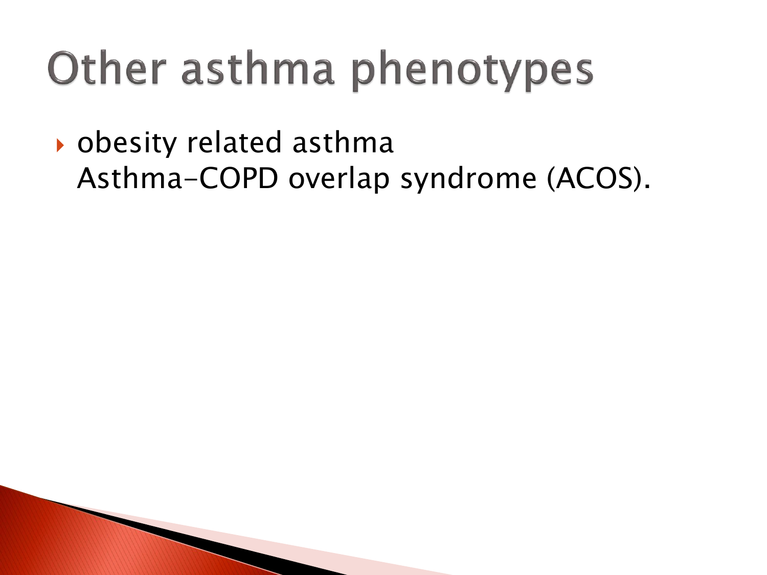# Other asthma phenotypes

- obesity related asthma
  Asthma-COPD overlap syndrome (ACOS).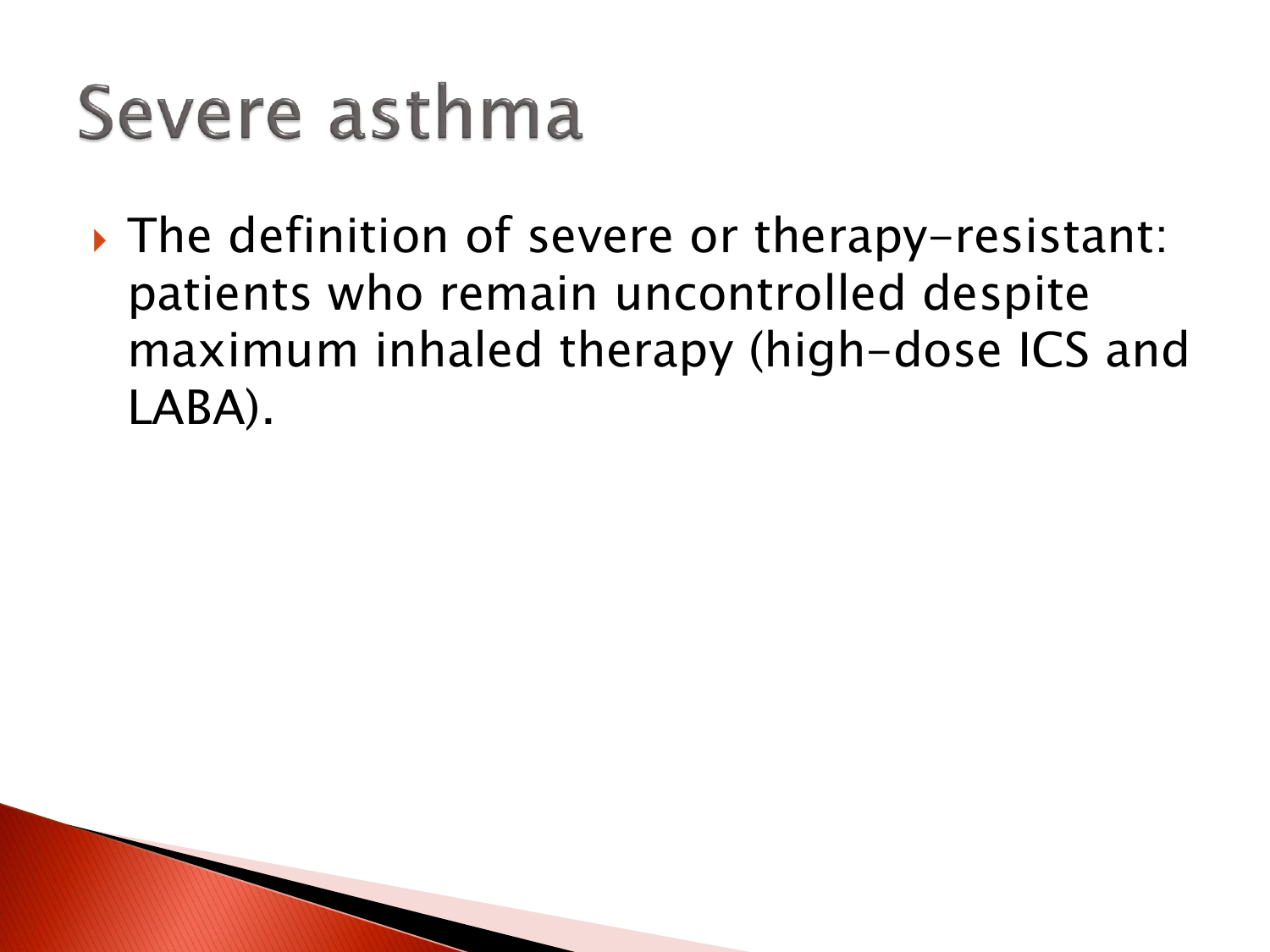# Severe asthma

- The definition of severe or therapy-resistant: patients who remain uncontrolled despite maximum inhaled therapy (high-dose ICS and LABA).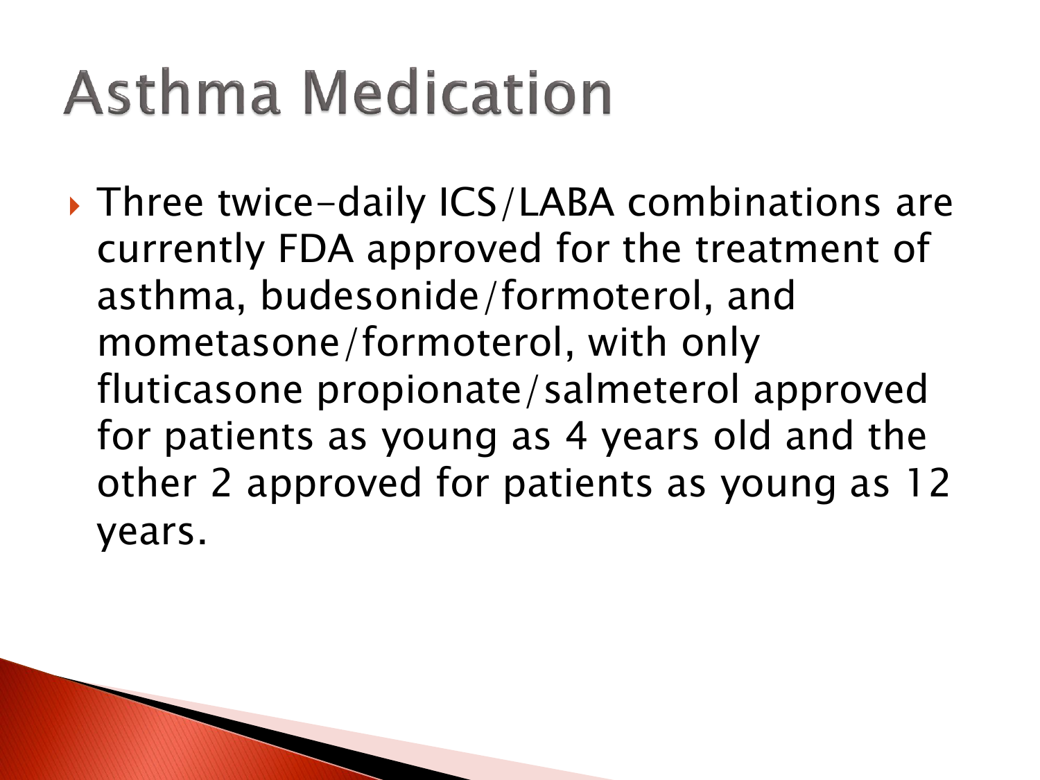# Asthma Medication

- Three twice-daily ICS/LABA combinations are currently FDA approved for the treatment of asthma, budesonide/formoterol, and mometasone/formoterol, with only fluticasone propionate/salmeterol approved for patients as young as 4 years old and the other 2 approved for patients as young as 12 years.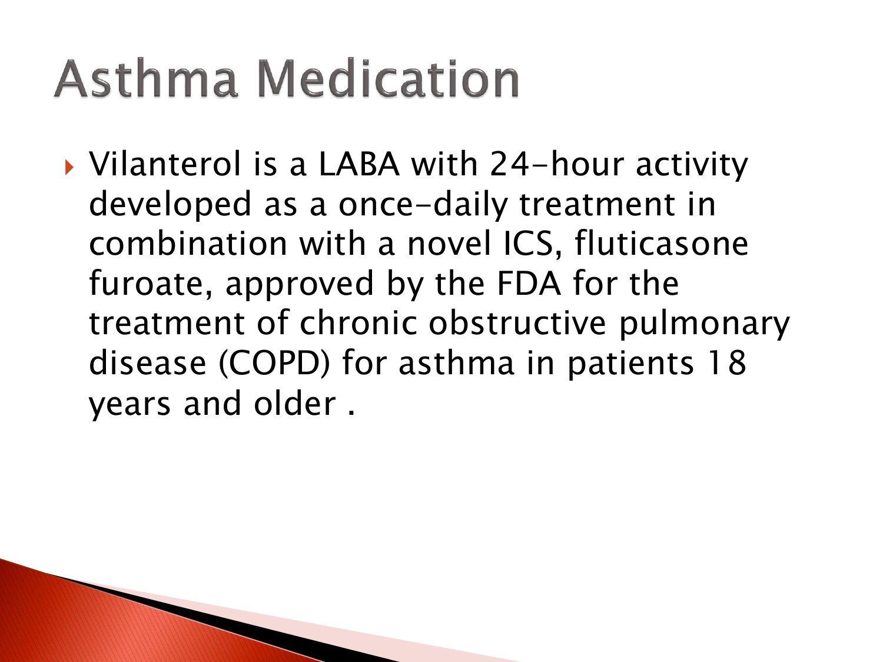# Asthma Medication

- Vilanterol is a LABA with 24-hour activity developed as a once-daily treatment in combination with a novel ICS, fluticasone furoate, approved by the FDA for the treatment of chronic obstructive pulmonary disease (COPD) for asthma in patients 18 years and older .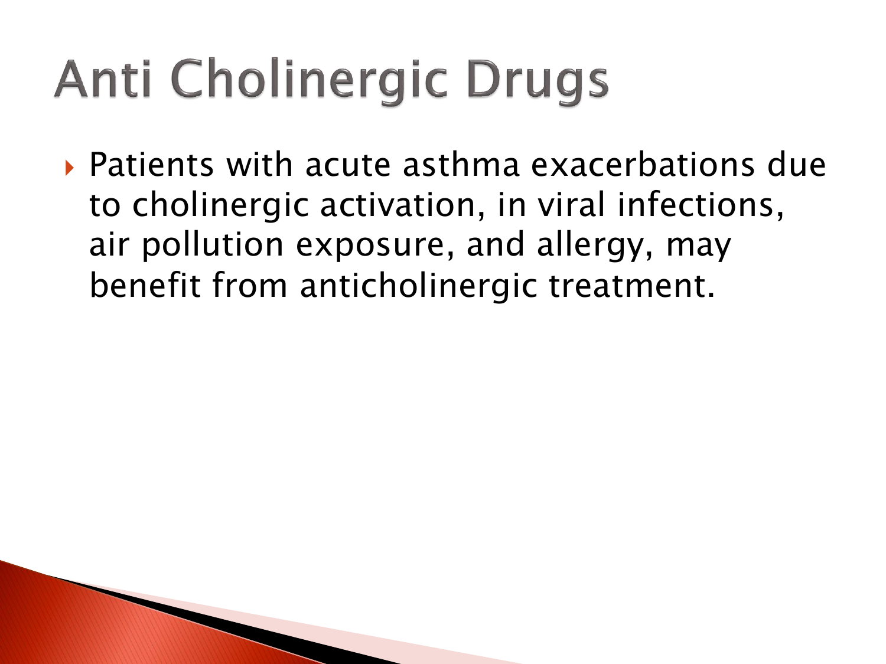# Anti Cholinergic Drugs

- Patients with acute asthma exacerbations due to cholinergic activation, in viral infections, air pollution exposure, and allergy, may benefit from anticholinergic treatment.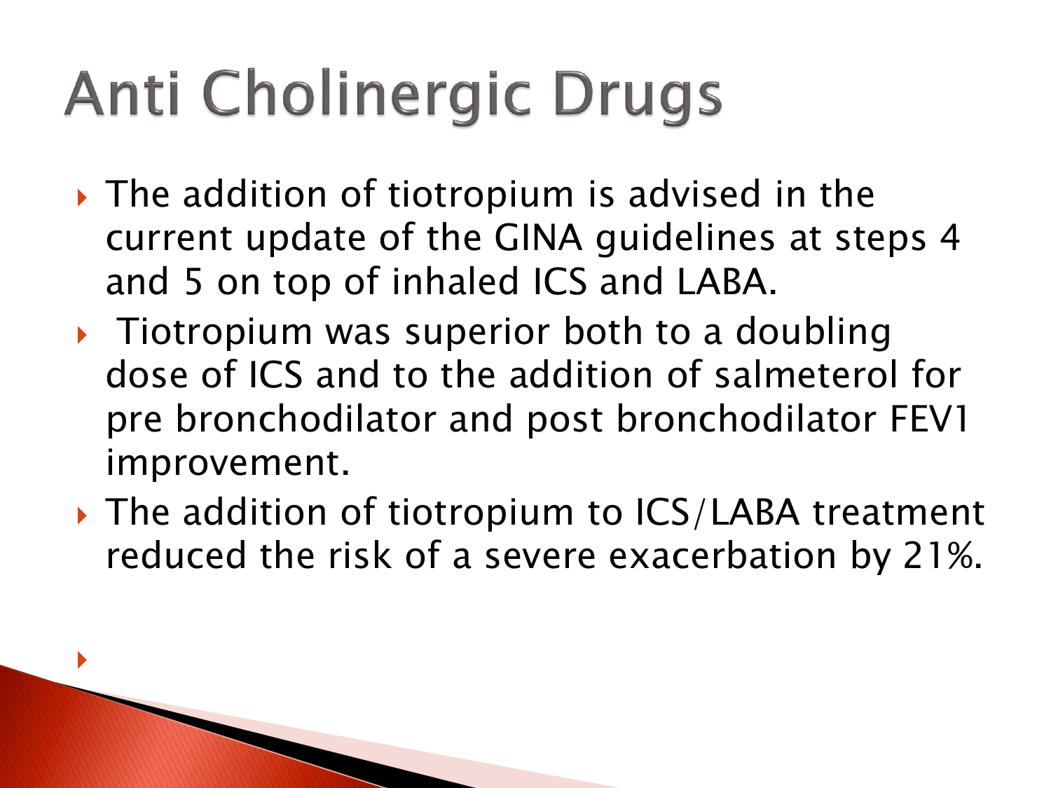# Anti Cholinergic Drugs

- The addition of tiotropium is advised in the current update of the GINA guidelines at steps 4 and 5 on top of inhaled ICS and LABA.
- Tiotropium was superior both to a doubling dose of ICS and to the addition of salmeterol for pre bronchodilator and post bronchodilator FEV1 improvement.
- The addition of tiotropium to ICS/LABA treatment reduced the risk of a severe exacerbation by 21%.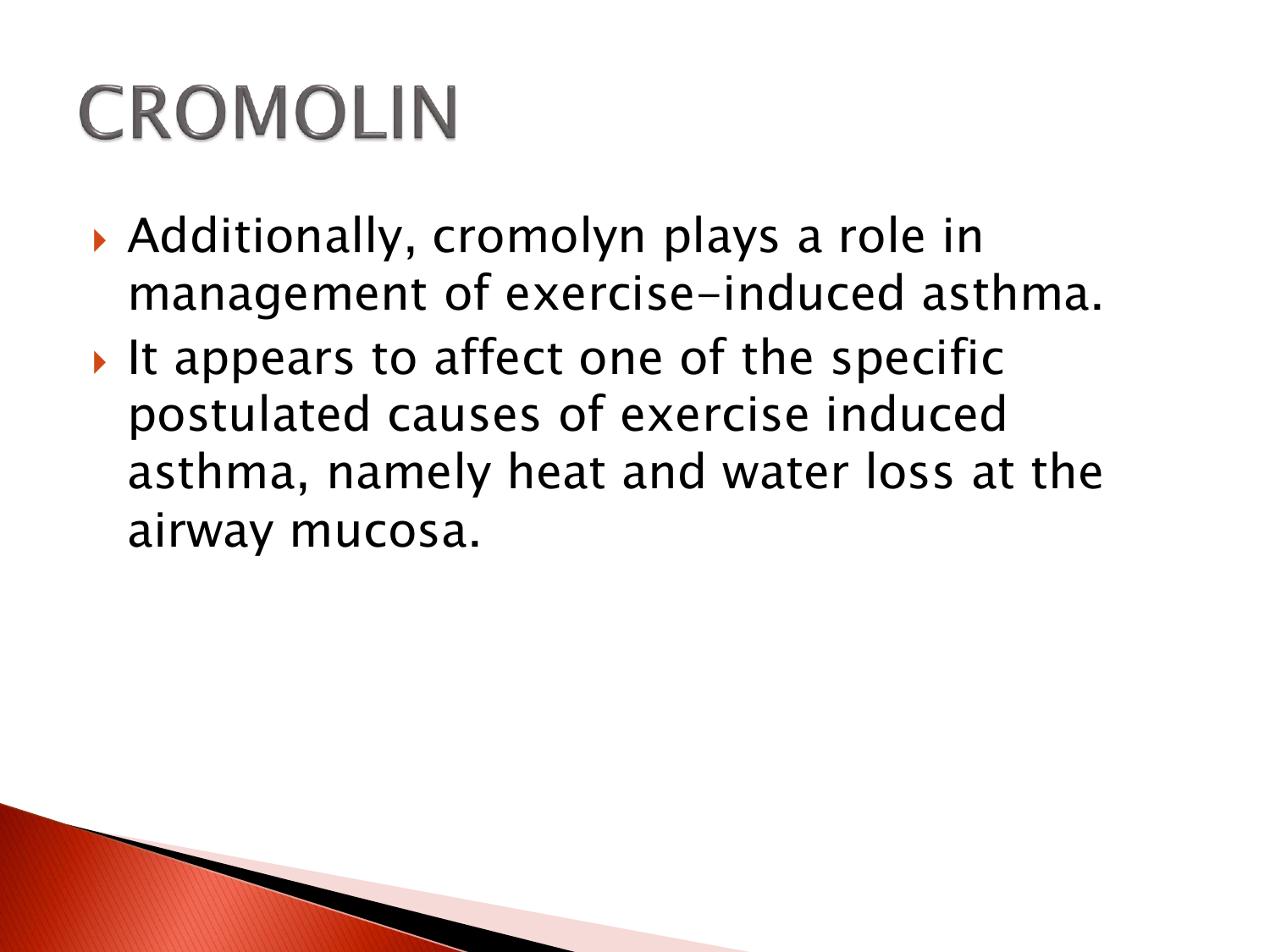# CROMOLIN

- Additionally, cromolyn plays a role in management of exercise-induced asthma.
- It appears to affect one of the specific postulated causes of exercise induced asthma, namely heat and water loss at the airway mucosa.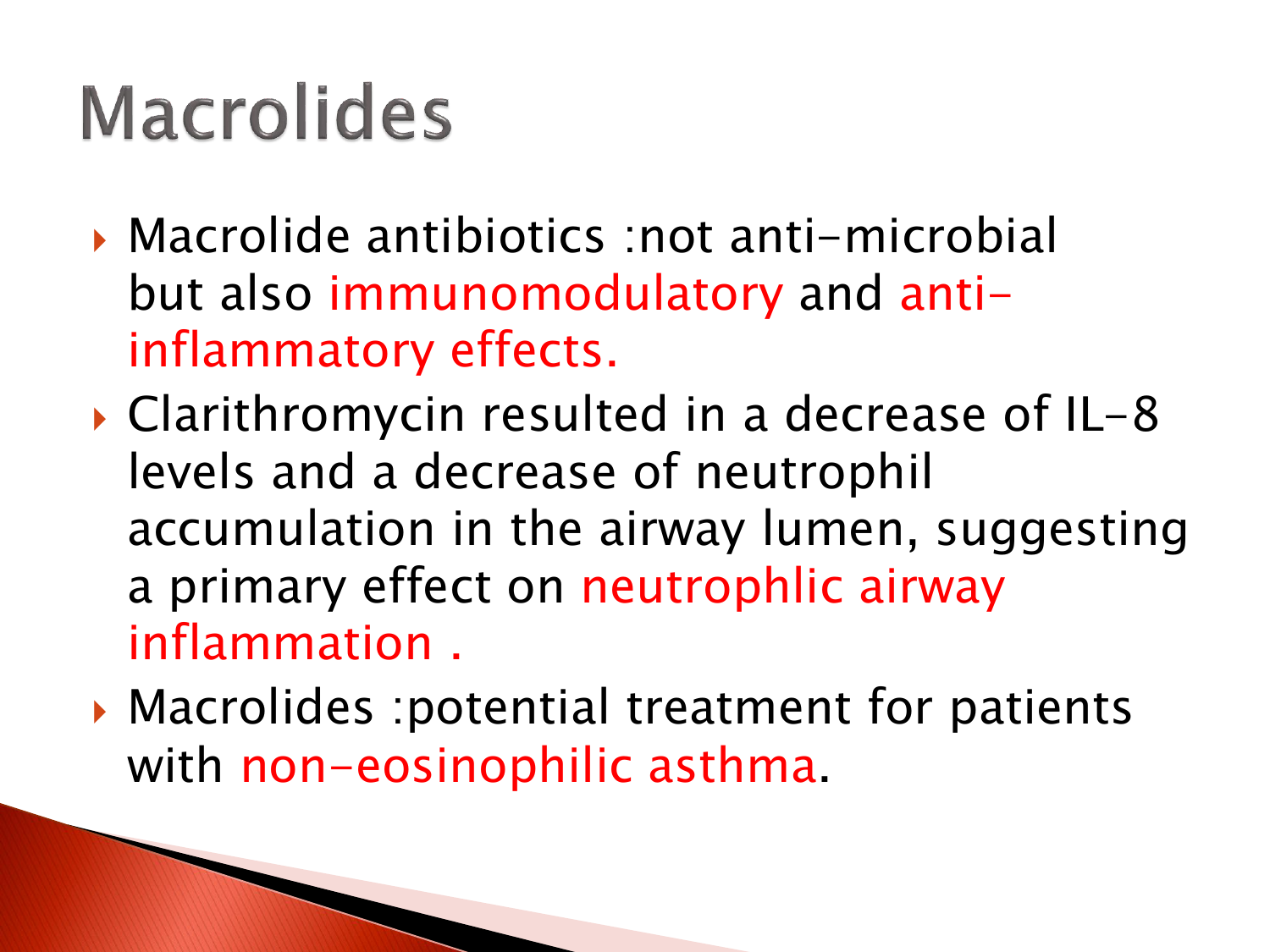# Macrolides

- Macrolide antibiotics :not anti-microbial but also immunomodulatory and anti-inflammatory effects.
- Clarithromycin resulted in a decrease of IL-8 levels and a decrease of neutrophil accumulation in the airway lumen, suggesting a primary effect on neutrophlic airway inflammation .
- Macrolides :potential treatment for patients with non-eosinophilic asthma.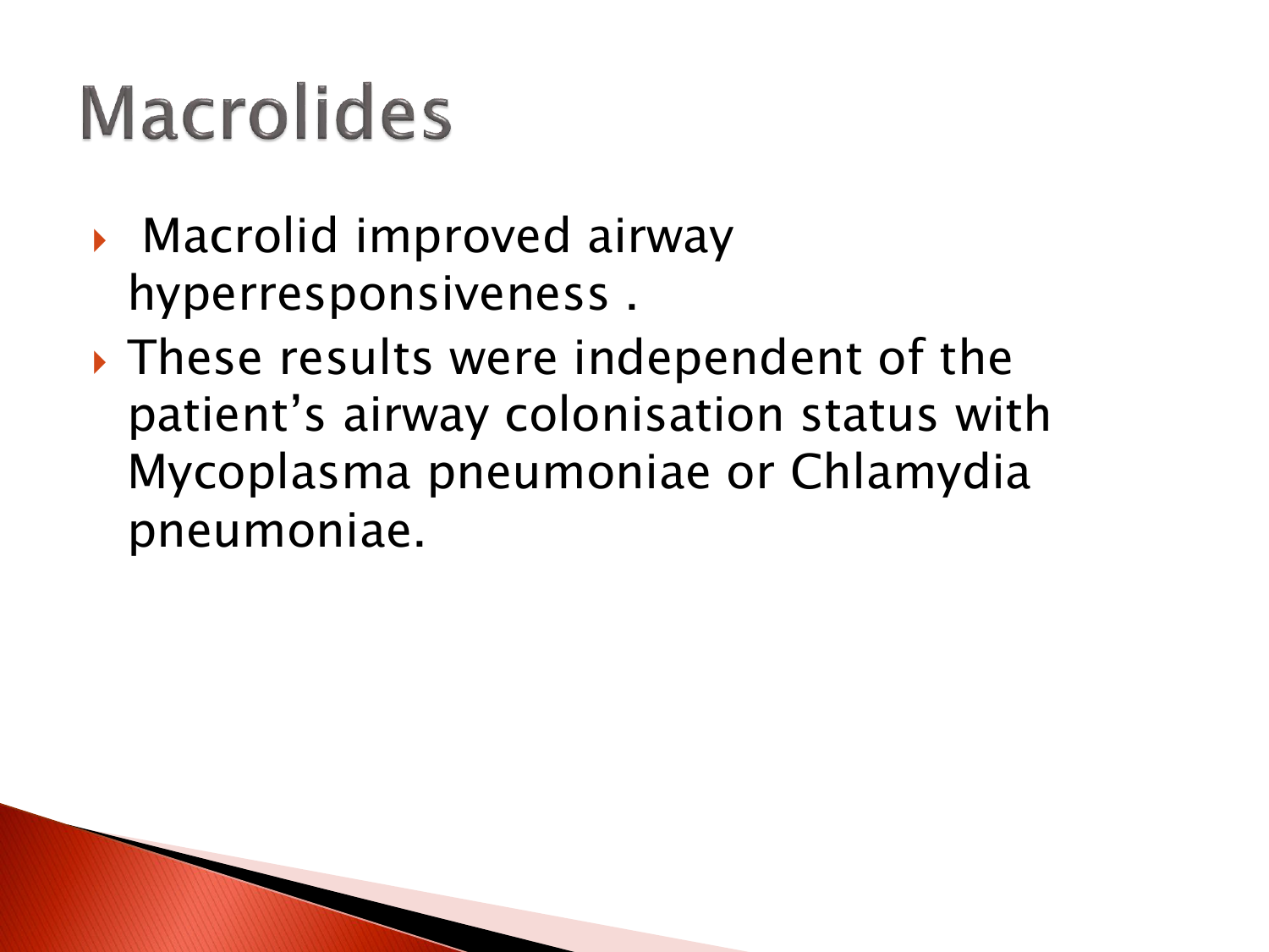# Macrolides

- Macrolid improved airway hyperresponsiveness .
- These results were independent of the patient's airway colonisation status with Mycoplasma pneumoniae or Chlamydia pneumoniae.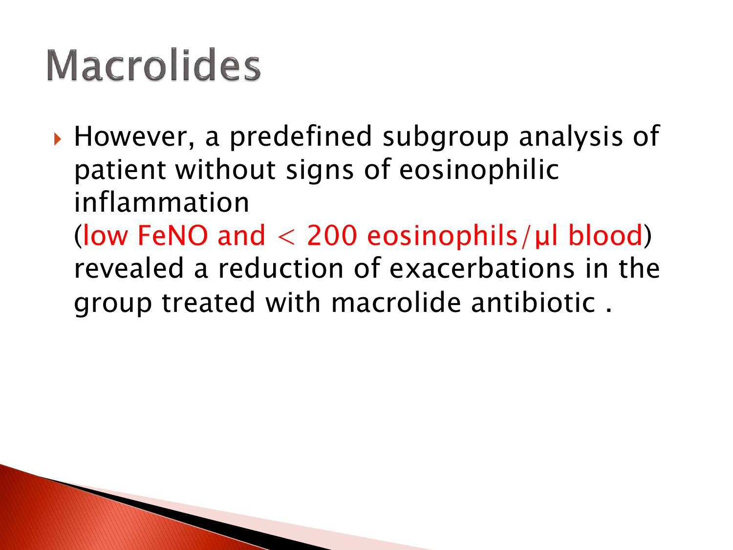# Macrolides

- However, a predefined subgroup analysis of patient without signs of eosinophilic inflammation (low FeNO and < 200 eosinophils/µl blood) revealed a reduction of exacerbations in the group treated with macrolide antibiotic .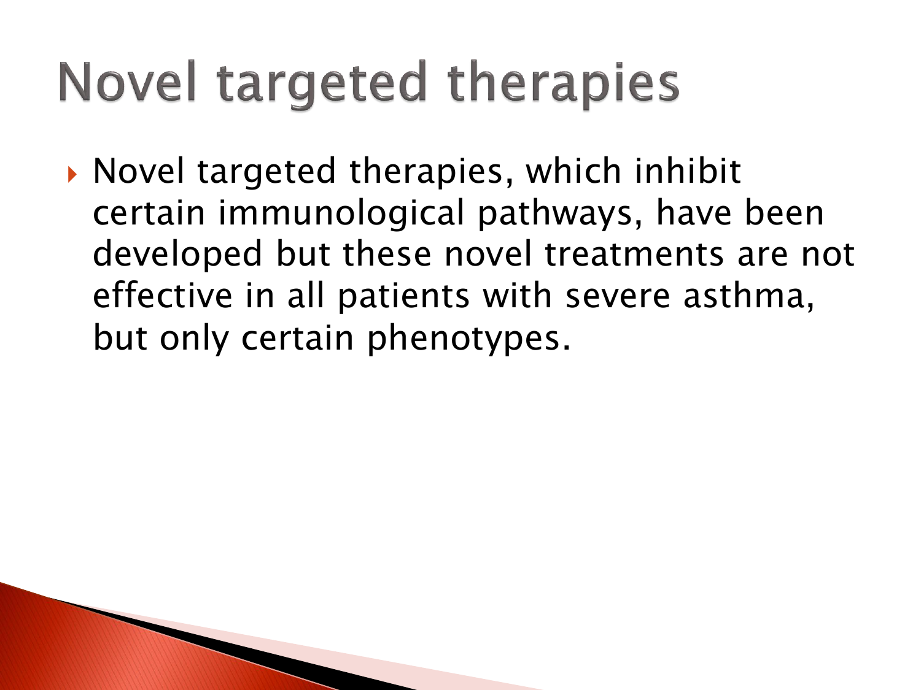# Novel targeted therapies

- Novel targeted therapies, which inhibit certain immunological pathways, have been developed but these novel treatments are not effective in all patients with severe asthma, but only certain phenotypes.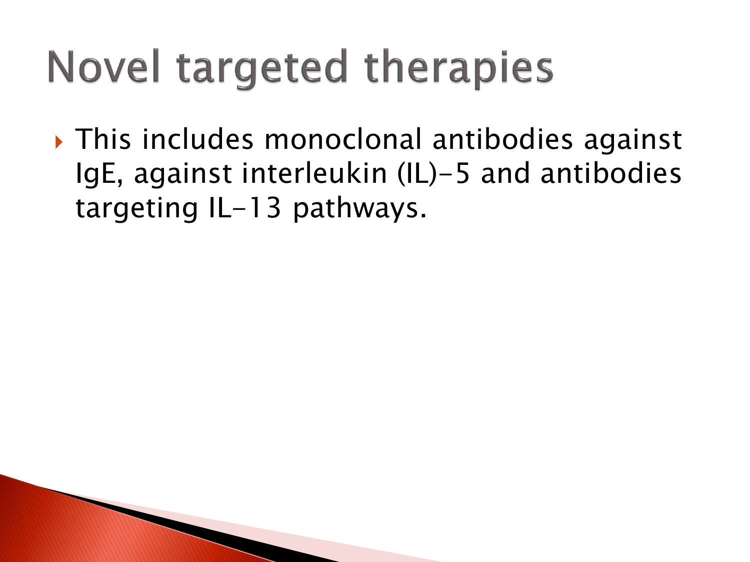# Novel targeted therapies

- This includes monoclonal antibodies against IgE, against interleukin (IL)-5 and antibodies targeting IL-13 pathways.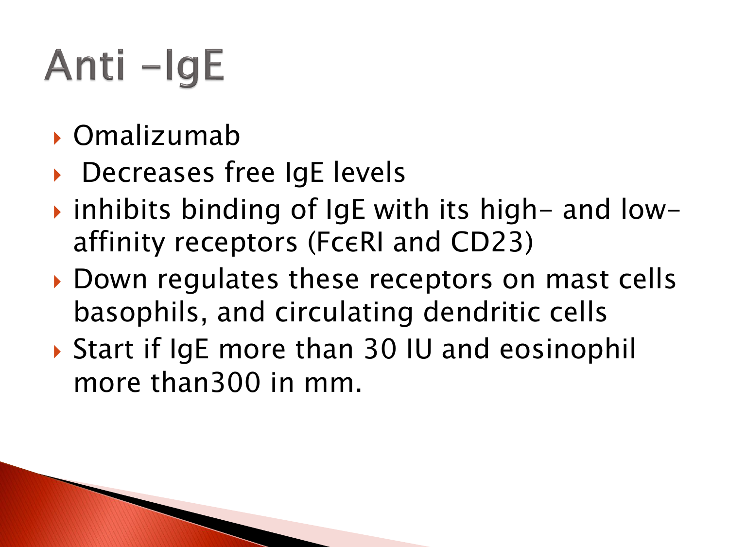# Anti -IgE

- Omalizumab
- Decreases free IgE levels
- inhibits binding of IgE with its high- and low-affinity receptors (FcϵRI and CD23)
- Down regulates these receptors on mast cells basophils, and circulating dendritic cells
- Start if IgE more than 30 IU and eosinophil more than300 in mm.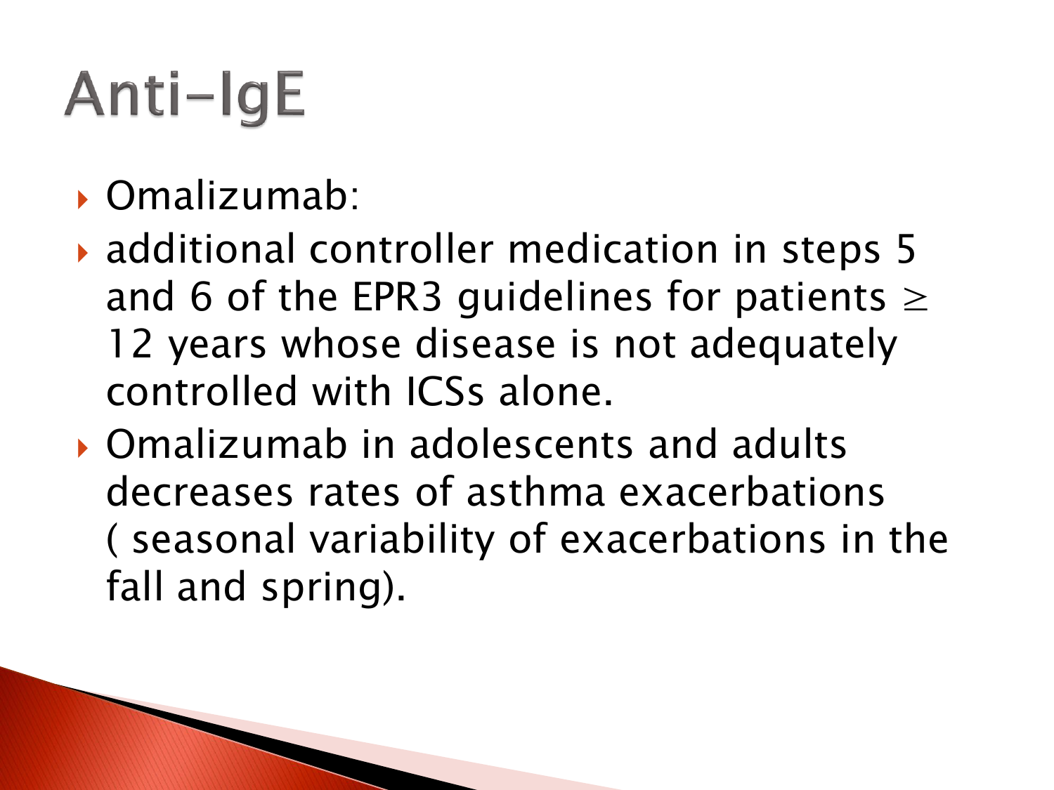# Anti-IgE

- Omalizumab:
- additional controller medication in steps 5 and 6 of the EPR3 guidelines for patients $\geq$ 12 years whose disease is not adequately controlled with ICSs alone.
- Omalizumab in adolescents and adults decreases rates of asthma exacerbations ( seasonal variability of exacerbations in the fall and spring).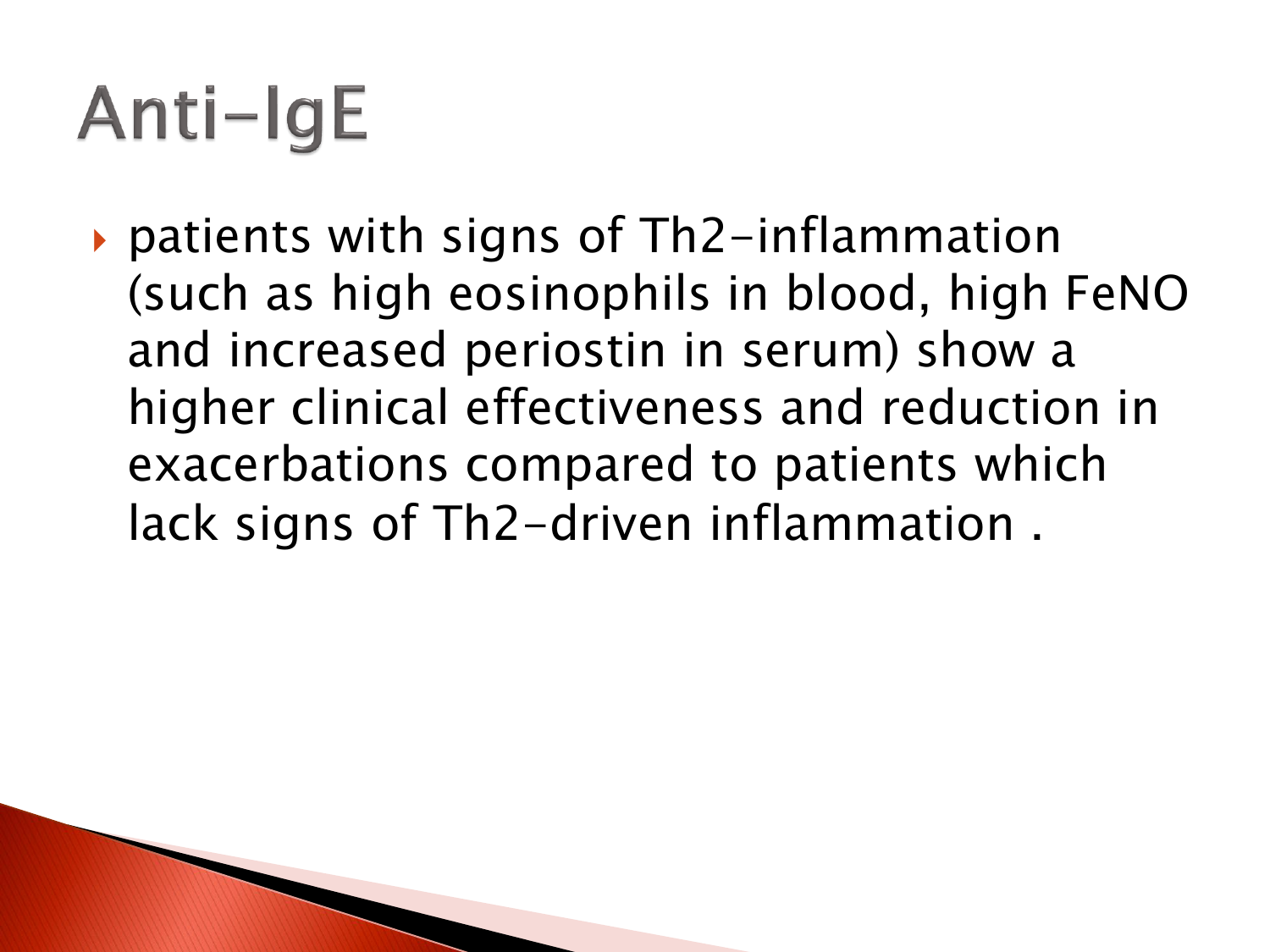# Anti-IgE

- patients with signs of Th2-inflammation (such as high eosinophils in blood, high FeNO and increased periostin in serum) show a higher clinical effectiveness and reduction in exacerbations compared to patients which lack signs of Th2-driven inflammation .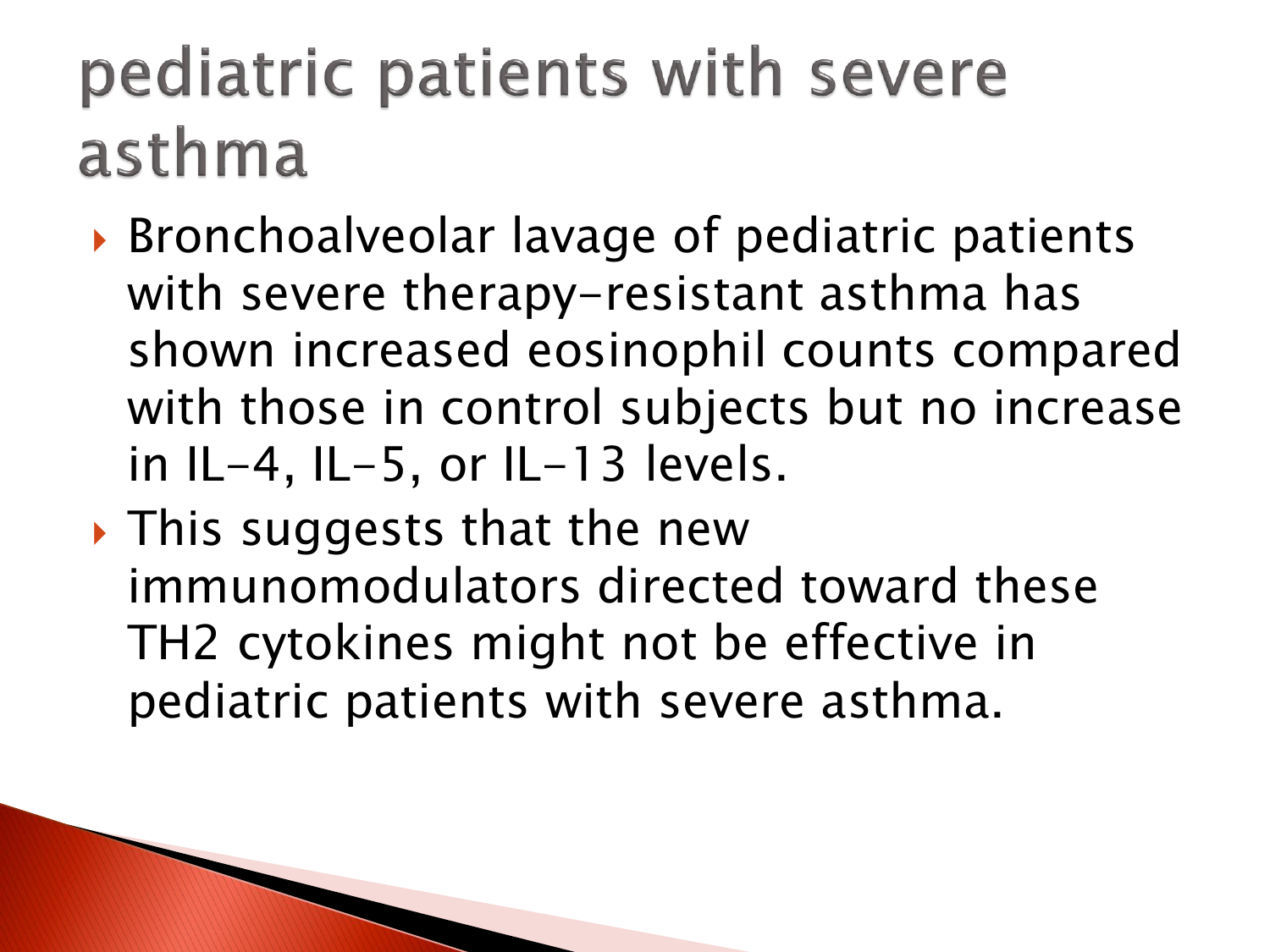# pediatric patients with severe asthma

- Bronchoalveolar lavage of pediatric patients with severe therapy-resistant asthma has shown increased eosinophil counts compared with those in control subjects but no increase in IL-4, IL-5, or IL-13 levels.
- This suggests that the new immunomodulators directed toward these TH2 cytokines might not be effective in pediatric patients with severe asthma.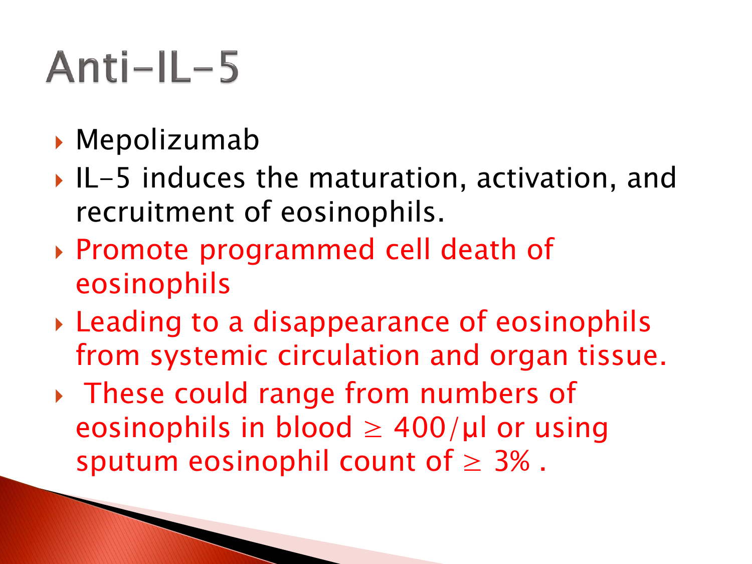# Anti-IL-5

- Mepolizumab
- IL-5 induces the maturation, activation, and recruitment of eosinophils.
- Promote programmed cell death of eosinophils
- Leading to a disappearance of eosinophils from systemic circulation and organ tissue.
- These could range from numbers of eosinophils in blood $\geq$ 400/μl or using sputum eosinophil count of $\geq$ 3% .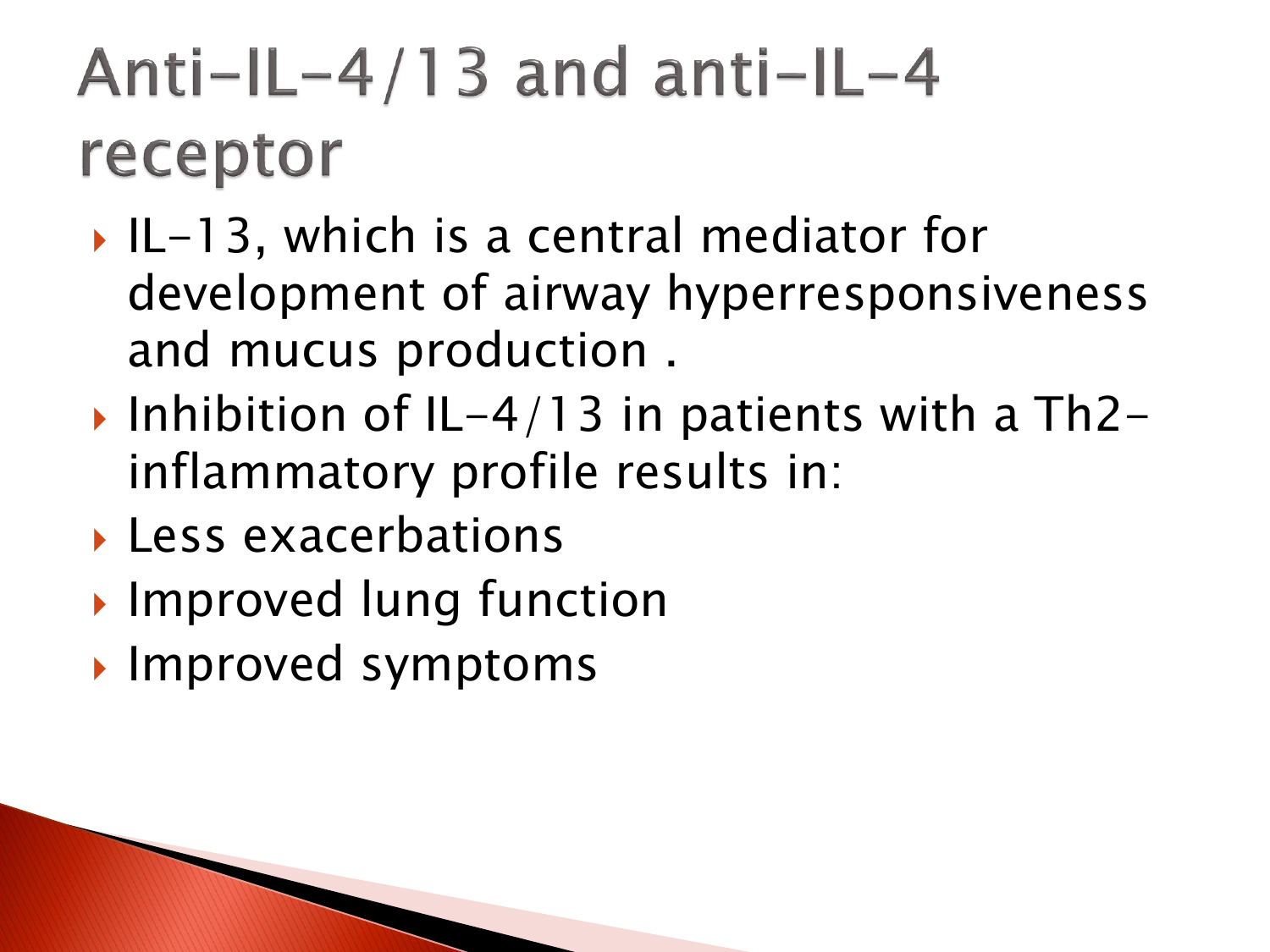# Anti-IL-4/13 and anti-IL-4 receptor

- IL-13, which is a central mediator for development of airway hyperresponsiveness and mucus production .
- Inhibition of IL-4/13 in patients with a Th2-inflammatory profile results in:
- Less exacerbations
- Improved lung function
- Improved symptoms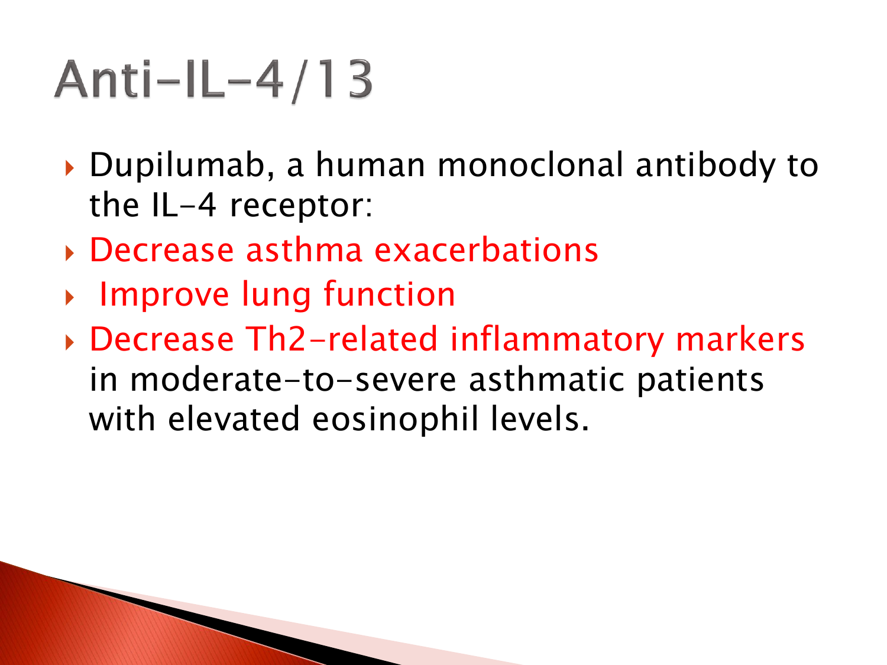# Anti-IL-4/13

- Dupilumab, a human monoclonal antibody to the IL-4 receptor:
- Decrease asthma exacerbations
- Improve lung function
- Decrease Th2-related inflammatory markers in moderate-to-severe asthmatic patients with elevated eosinophil levels.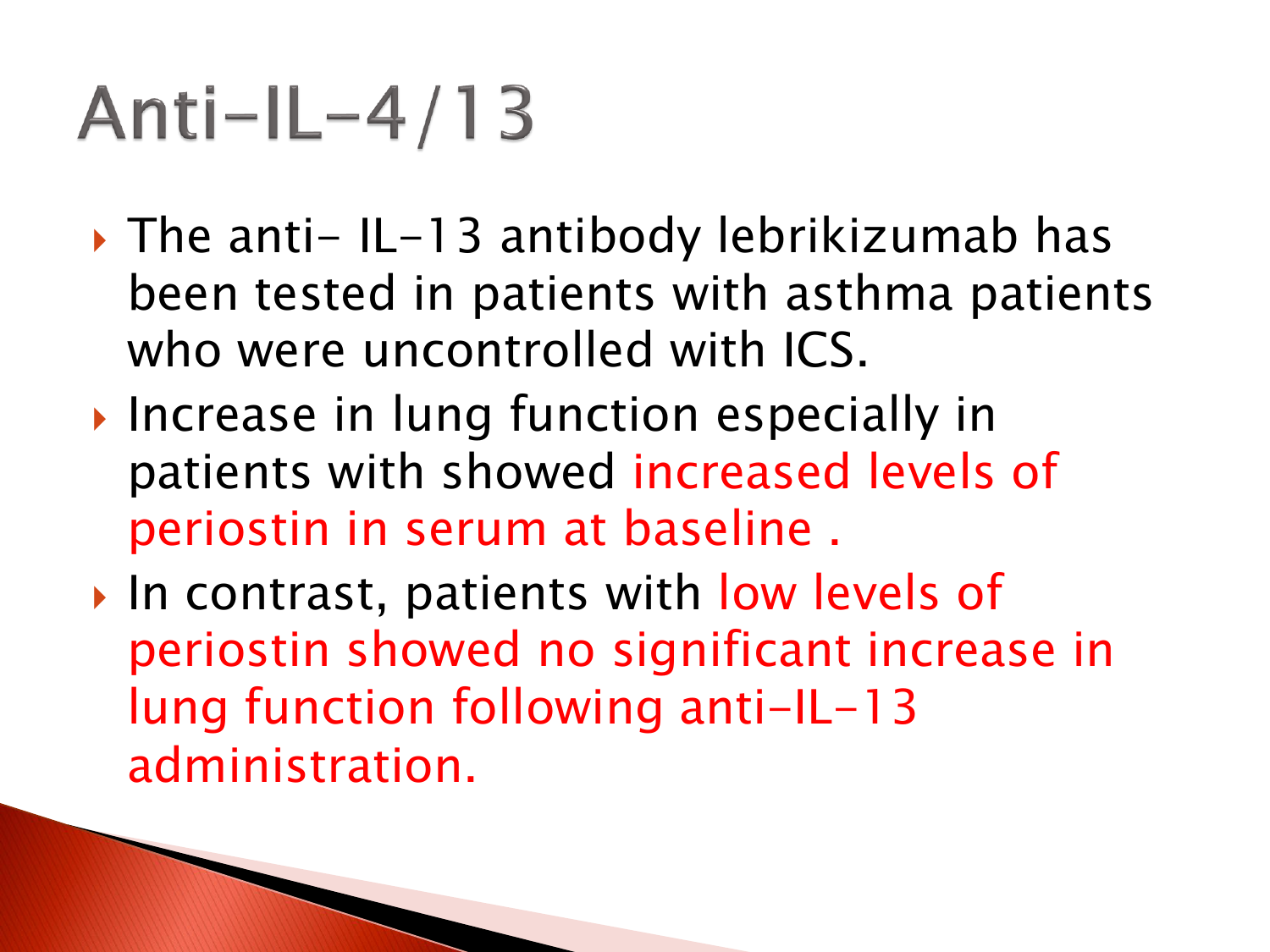# Anti-IL-4/13

- The anti- IL-13 antibody lebrikizumab has been tested in patients with asthma patients who were uncontrolled with ICS.
- Increase in lung function especially in patients with showed increased levels of periostin in serum at baseline .
- In contrast, patients with low levels of periostin showed no significant increase in lung function following anti-IL-13 administration.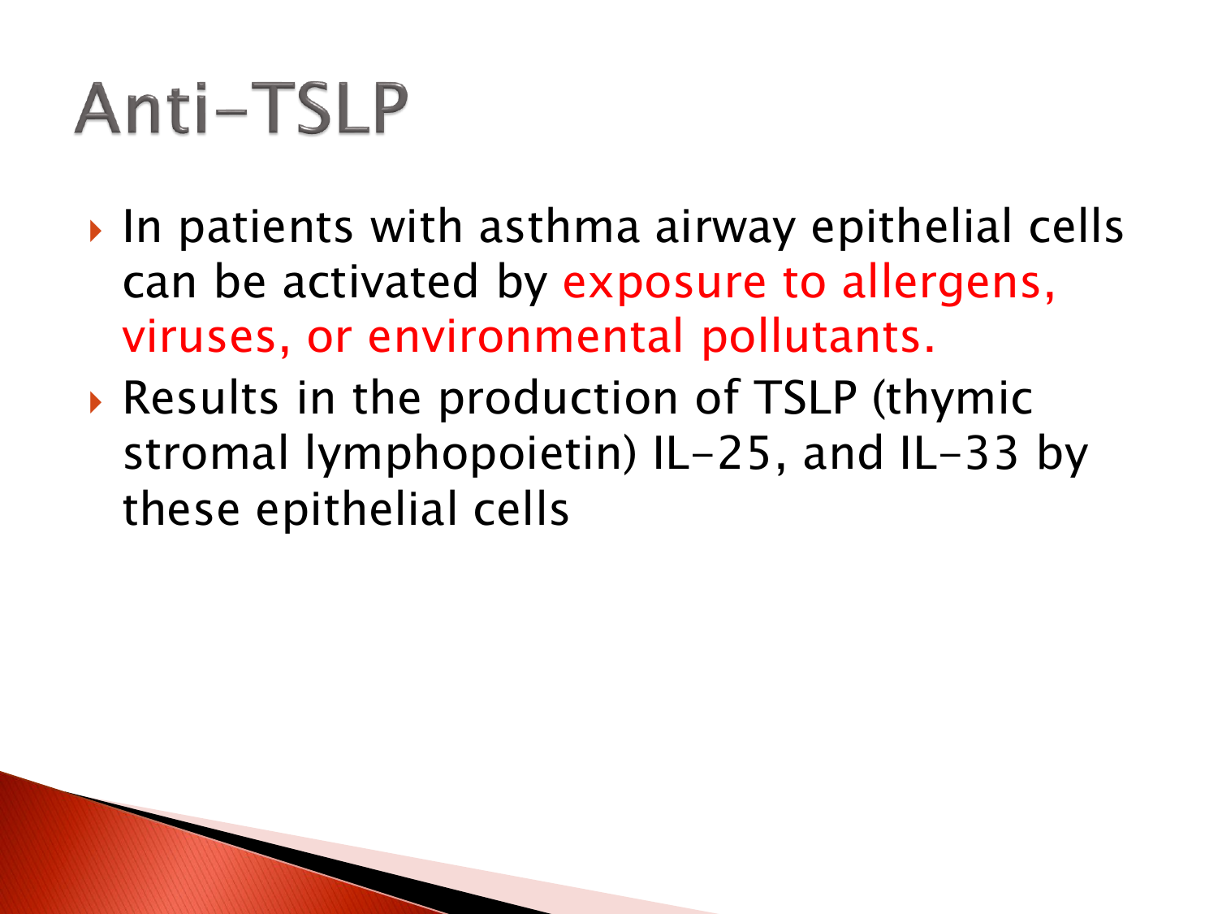# Anti-TSLP

- In patients with asthma airway epithelial cells can be activated by exposure to allergens, viruses, or environmental pollutants.
- Results in the production of TSLP (thymic stromal lymphopoietin) IL-25, and IL-33 by these epithelial cells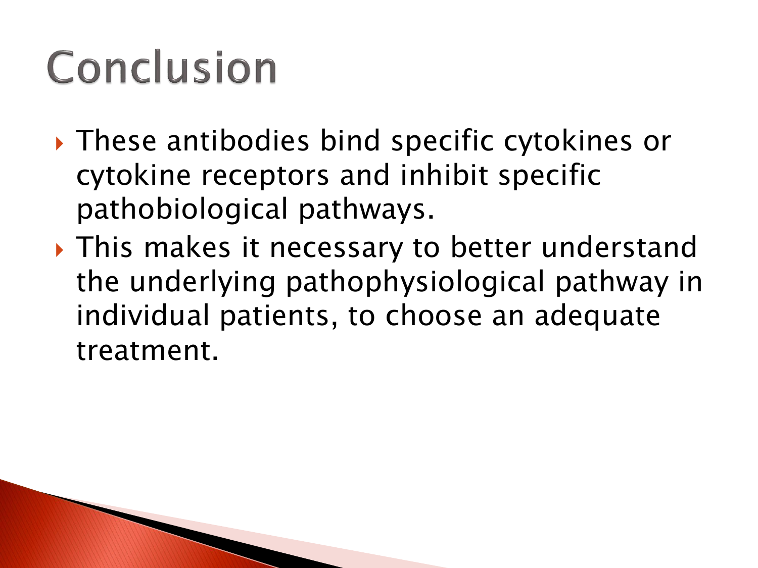# Conclusion

- These antibodies bind specific cytokines or cytokine receptors and inhibit specific pathobiological pathways.
- This makes it necessary to better understand the underlying pathophysiological pathway in individual patients, to choose an adequate treatment.